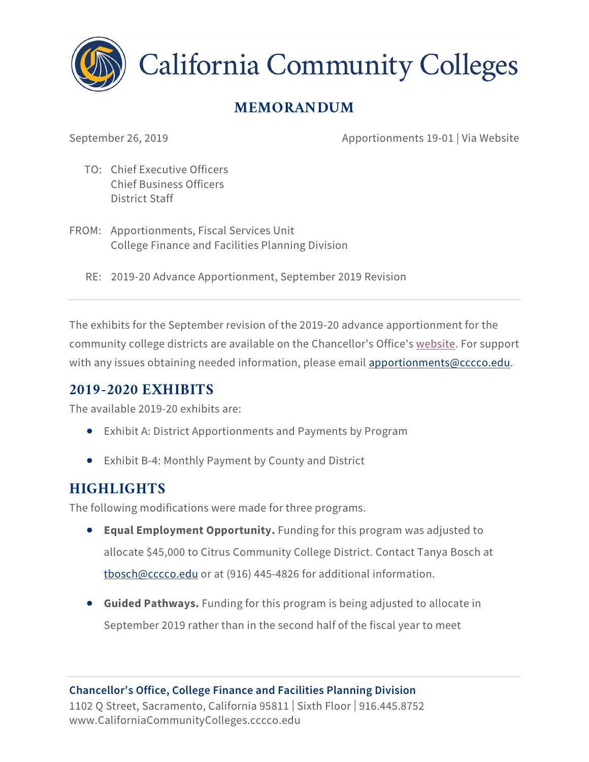# California Community Colleges

## MEMORANDUM

September 26, 2019 Apprortionments 19-01 | Via Website

TO: Chief Executive Officers
Chief Business Officers
District Staff

FROM: Apportionments, Fiscal Services Unit
College Finance and Facilities Planning Division

RE: 2019-20 Advance Apportionment, September 2019 Revision

---

The exhibits for the September revision of the 2019-20 advance apportionment for the community college districts are available on the Chancellor's Office's website. For support with any issues obtaining needed information, please email apportionments@cccco.edu.

## 2019-2020 EXHIBITS

The available 2019-20 exhibits are:

- Exhibit A: District Apportionments and Payments by Program
- Exhibit B-4: Monthly Payment by County and District

## HIGHLIGHTS

The following modifications were made for three programs.

- **Equal Employment Opportunity.** Funding for this program was adjusted to allocate $45,000 to Citrus Community College District. Contact Tanya Bosch at tbosch@cccco.edu or at (916) 445-4826 for additional information.
- **Guided Pathways.** Funding for this program is being adjusted to allocate in September 2019 rather than in the second half of the fiscal year to meet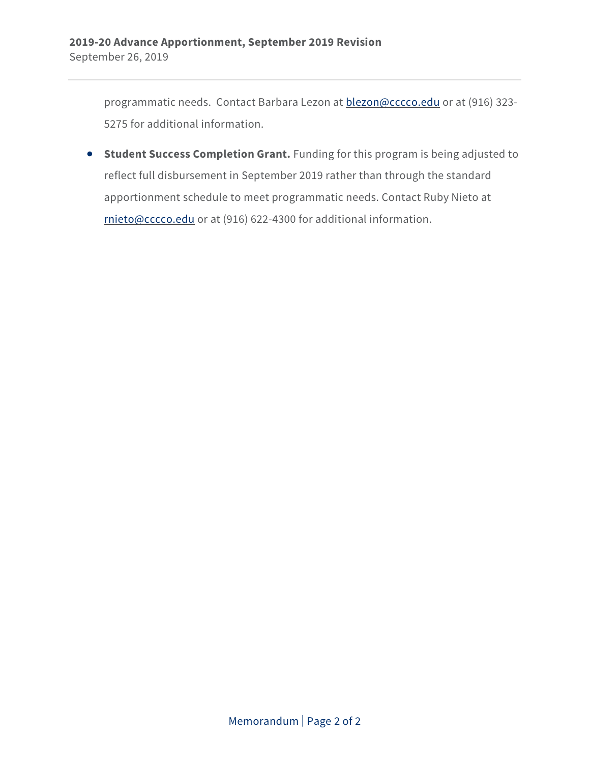programmatic needs. Contact Barbara Lezon at blezon@cccco.edu or at (916) 323-5275 for additional information.

- **Student Success Completion Grant.** Funding for this program is being adjusted to reflect full disbursement in September 2019 rather than through the standard apportionment schedule to meet programmatic needs. Contact Ruby Nieto at rnieto@cccco.edu or at (916) 622-4300 for additional information.